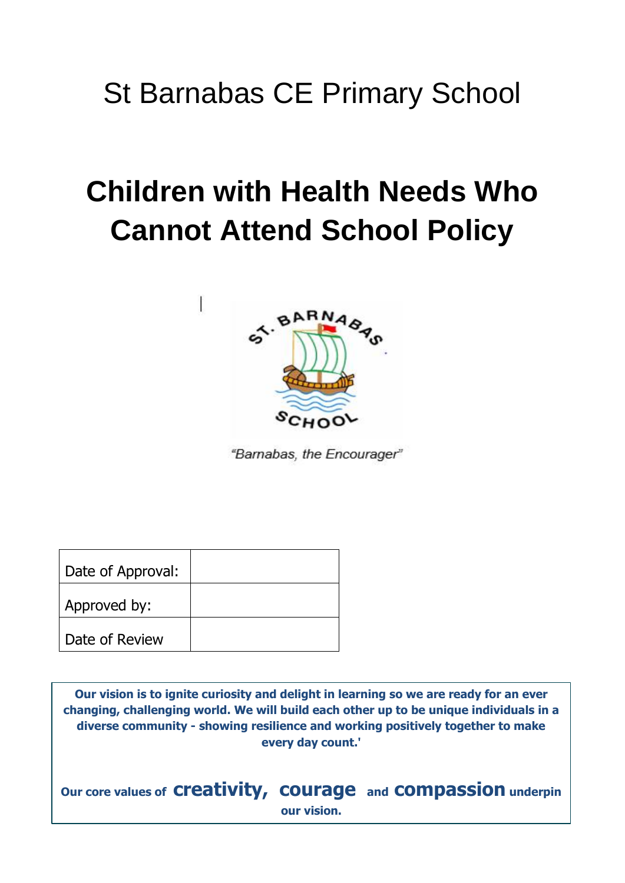St Barnabas CE Primary School

# Children with Health Needs Who Cannot Attend School Policy

"Barnabas, the Encourager"

| Date of Approval: | |
|---|---|
| Approved by: | |
| Date of Review | |

**Our vision is to ignite curiosity and delight in learning so we are ready for an ever changing, challenging world. We will build each other up to be unique individuals in a diverse community - showing resilience and working positively together to make every day count.'**

**Our core values of creativity, courage and compassion underpin our vision.**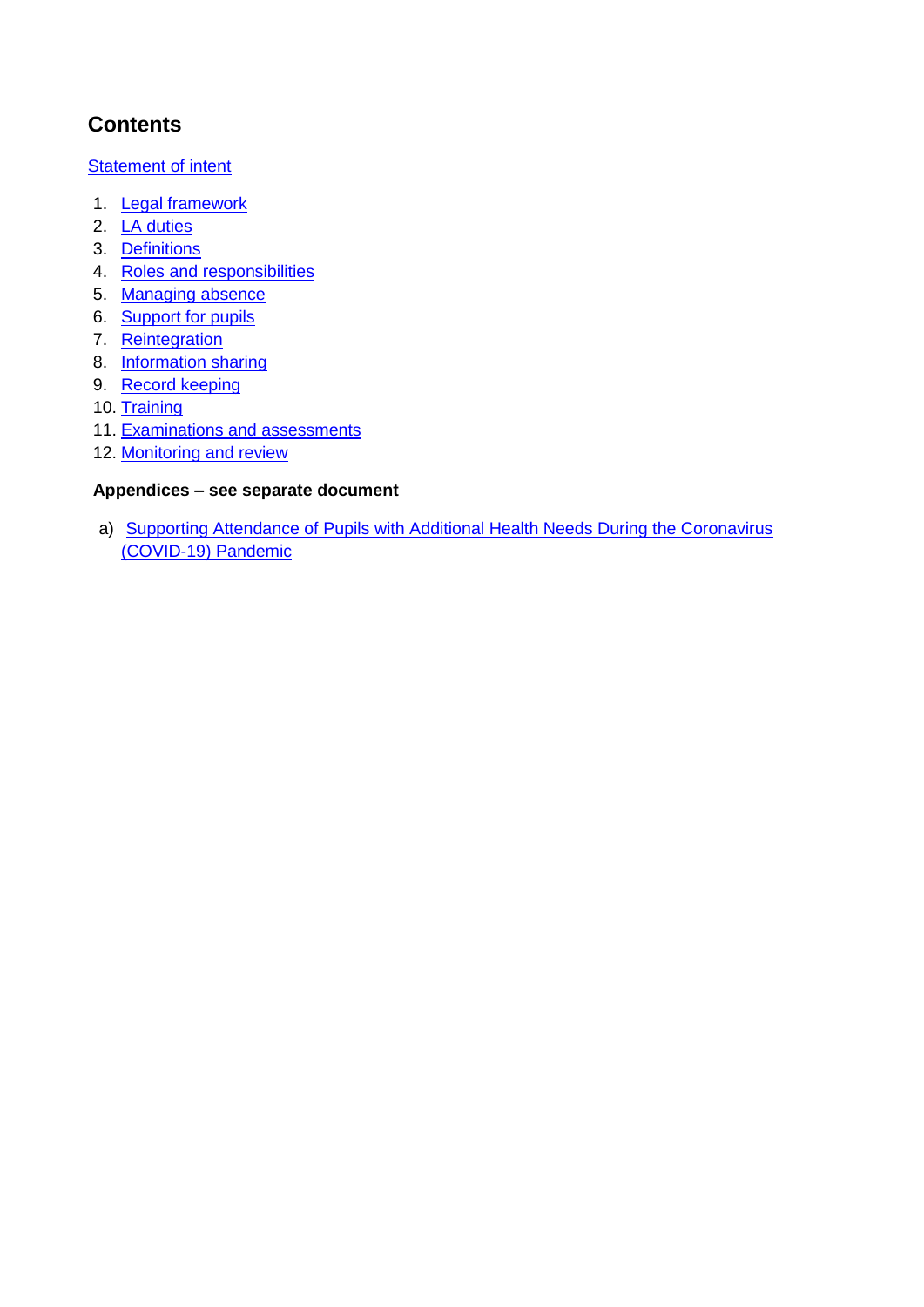## Contents

Statement of intent

1. Legal framework
2. LA duties
3. Definitions
4. Roles and responsibilities
5. Managing absence
6. Support for pupils
7. Reintegration
8. Information sharing
9. Record keeping
10. Training
11. Examinations and assessments
12. Monitoring and review

**Appendices – see separate document**

a) Supporting Attendance of Pupils with Additional Health Needs During the Coronavirus (COVID-19) Pandemic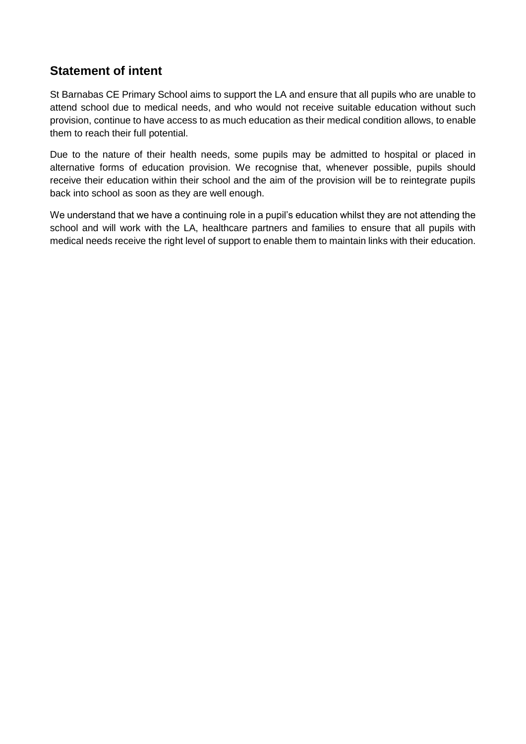## Statement of intent

St Barnabas CE Primary School aims to support the LA and ensure that all pupils who are unable to attend school due to medical needs, and who would not receive suitable education without such provision, continue to have access to as much education as their medical condition allows, to enable them to reach their full potential.

Due to the nature of their health needs, some pupils may be admitted to hospital or placed in alternative forms of education provision. We recognise that, whenever possible, pupils should receive their education within their school and the aim of the provision will be to reintegrate pupils back into school as soon as they are well enough.

We understand that we have a continuing role in a pupil's education whilst they are not attending the school and will work with the LA, healthcare partners and families to ensure that all pupils with medical needs receive the right level of support to enable them to maintain links with their education.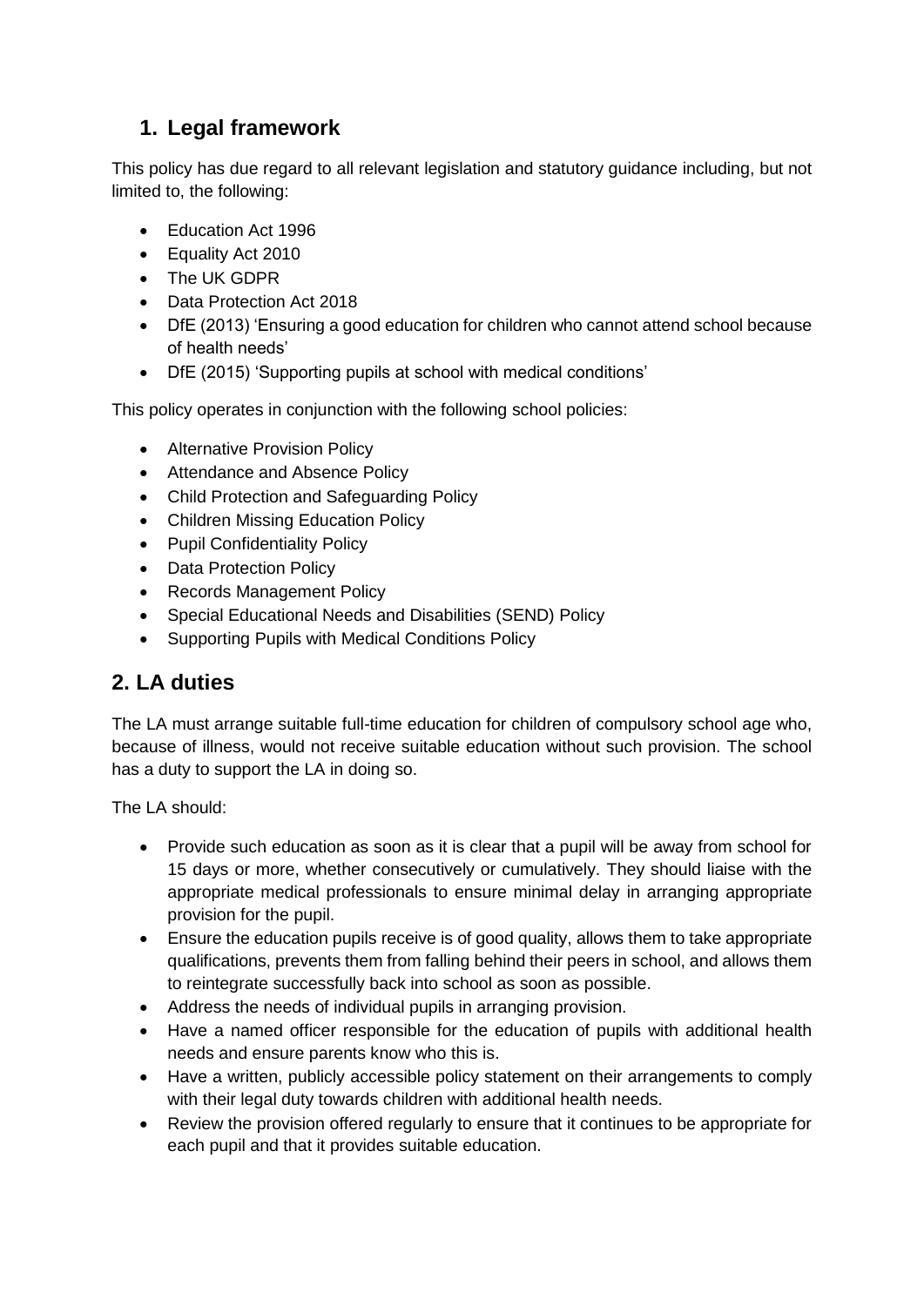## 1. Legal framework

This policy has due regard to all relevant legislation and statutory guidance including, but not limited to, the following:

- Education Act 1996
- Equality Act 2010
- The UK GDPR
- Data Protection Act 2018
- DfE (2013) 'Ensuring a good education for children who cannot attend school because of health needs'
- DfE (2015) 'Supporting pupils at school with medical conditions'

This policy operates in conjunction with the following school policies:

- Alternative Provision Policy
- Attendance and Absence Policy
- Child Protection and Safeguarding Policy
- Children Missing Education Policy
- Pupil Confidentiality Policy
- Data Protection Policy
- Records Management Policy
- Special Educational Needs and Disabilities (SEND) Policy
- Supporting Pupils with Medical Conditions Policy

## 2. LA duties

The LA must arrange suitable full-time education for children of compulsory school age who, because of illness, would not receive suitable education without such provision. The school has a duty to support the LA in doing so.

The LA should:

- Provide such education as soon as it is clear that a pupil will be away from school for 15 days or more, whether consecutively or cumulatively. They should liaise with the appropriate medical professionals to ensure minimal delay in arranging appropriate provision for the pupil.
- Ensure the education pupils receive is of good quality, allows them to take appropriate qualifications, prevents them from falling behind their peers in school, and allows them to reintegrate successfully back into school as soon as possible.
- Address the needs of individual pupils in arranging provision.
- Have a named officer responsible for the education of pupils with additional health needs and ensure parents know who this is.
- Have a written, publicly accessible policy statement on their arrangements to comply with their legal duty towards children with additional health needs.
- Review the provision offered regularly to ensure that it continues to be appropriate for each pupil and that it provides suitable education.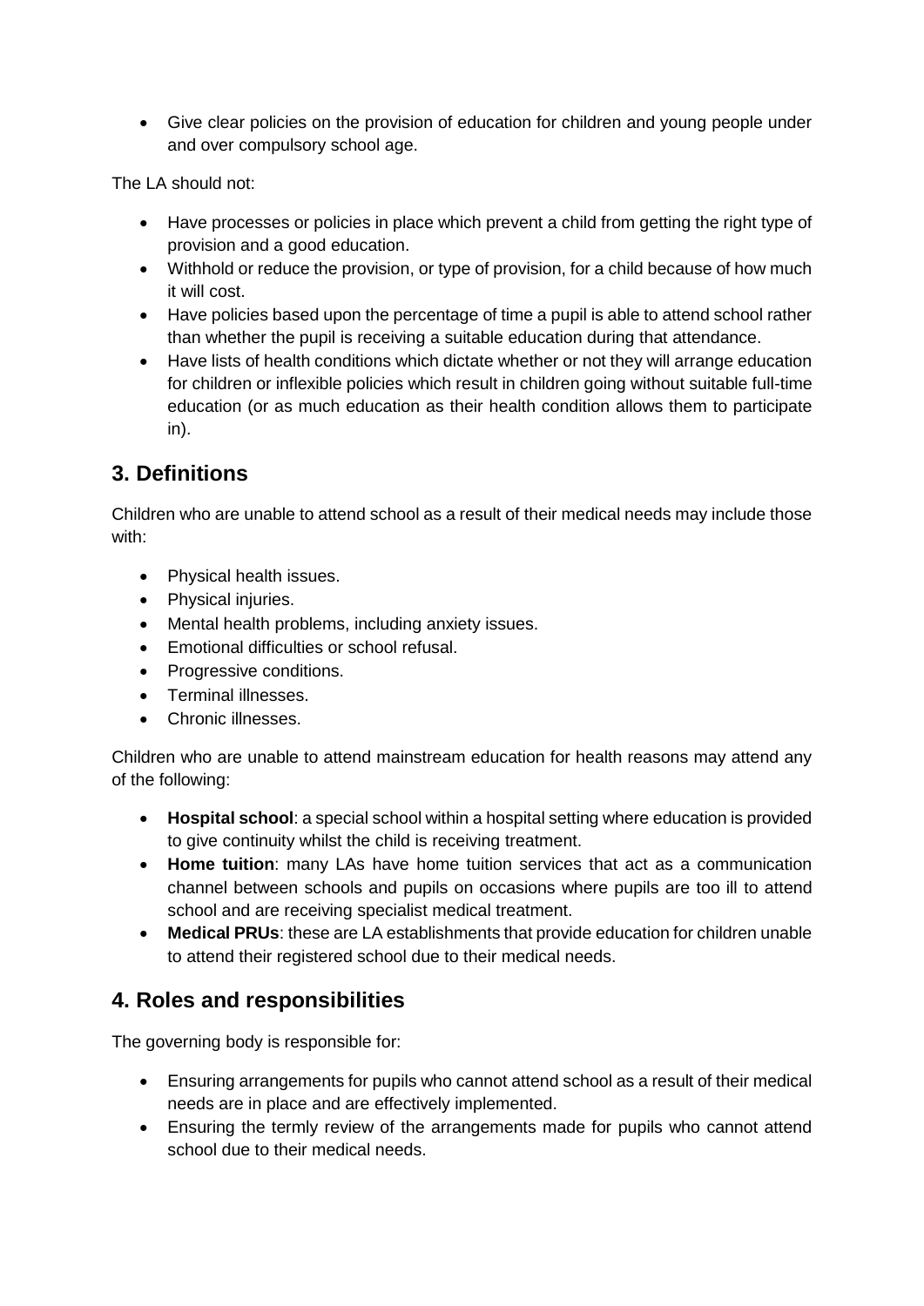- Give clear policies on the provision of education for children and young people under and over compulsory school age.

The LA should not:

- Have processes or policies in place which prevent a child from getting the right type of provision and a good education.
- Withhold or reduce the provision, or type of provision, for a child because of how much it will cost.
- Have policies based upon the percentage of time a pupil is able to attend school rather than whether the pupil is receiving a suitable education during that attendance.
- Have lists of health conditions which dictate whether or not they will arrange education for children or inflexible policies which result in children going without suitable full-time education (or as much education as their health condition allows them to participate in).

## 3. Definitions

Children who are unable to attend school as a result of their medical needs may include those with:

- Physical health issues.
- Physical injuries.
- Mental health problems, including anxiety issues.
- Emotional difficulties or school refusal.
- Progressive conditions.
- Terminal illnesses.
- Chronic illnesses.

Children who are unable to attend mainstream education for health reasons may attend any of the following:

- **Hospital school**: a special school within a hospital setting where education is provided to give continuity whilst the child is receiving treatment.
- **Home tuition**: many LAs have home tuition services that act as a communication channel between schools and pupils on occasions where pupils are too ill to attend school and are receiving specialist medical treatment.
- **Medical PRUs**: these are LA establishments that provide education for children unable to attend their registered school due to their medical needs.

## 4. Roles and responsibilities

The governing body is responsible for:

- Ensuring arrangements for pupils who cannot attend school as a result of their medical needs are in place and are effectively implemented.
- Ensuring the termly review of the arrangements made for pupils who cannot attend school due to their medical needs.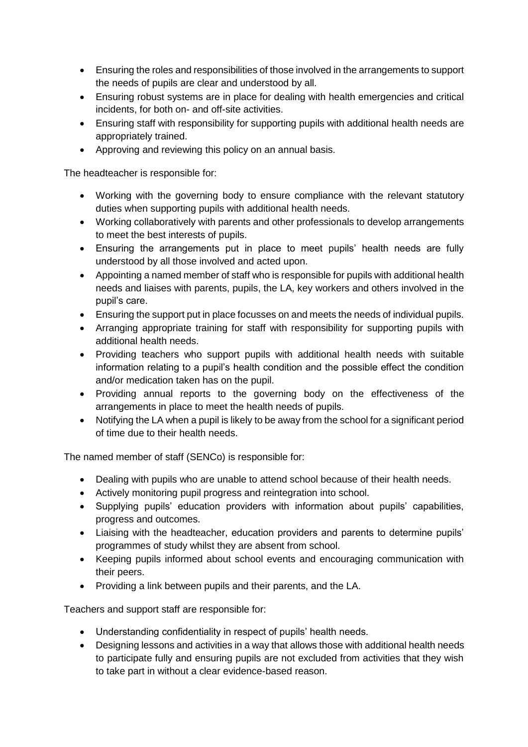- Ensuring the roles and responsibilities of those involved in the arrangements to support the needs of pupils are clear and understood by all.
- Ensuring robust systems are in place for dealing with health emergencies and critical incidents, for both on- and off-site activities.
- Ensuring staff with responsibility for supporting pupils with additional health needs are appropriately trained.
- Approving and reviewing this policy on an annual basis.

The headteacher is responsible for:

- Working with the governing body to ensure compliance with the relevant statutory duties when supporting pupils with additional health needs.
- Working collaboratively with parents and other professionals to develop arrangements to meet the best interests of pupils.
- Ensuring the arrangements put in place to meet pupils' health needs are fully understood by all those involved and acted upon.
- Appointing a named member of staff who is responsible for pupils with additional health needs and liaises with parents, pupils, the LA, key workers and others involved in the pupil's care.
- Ensuring the support put in place focusses on and meets the needs of individual pupils.
- Arranging appropriate training for staff with responsibility for supporting pupils with additional health needs.
- Providing teachers who support pupils with additional health needs with suitable information relating to a pupil's health condition and the possible effect the condition and/or medication taken has on the pupil.
- Providing annual reports to the governing body on the effectiveness of the arrangements in place to meet the health needs of pupils.
- Notifying the LA when a pupil is likely to be away from the school for a significant period of time due to their health needs.

The named member of staff (SENCo) is responsible for:

- Dealing with pupils who are unable to attend school because of their health needs.
- Actively monitoring pupil progress and reintegration into school.
- Supplying pupils' education providers with information about pupils' capabilities, progress and outcomes.
- Liaising with the headteacher, education providers and parents to determine pupils' programmes of study whilst they are absent from school.
- Keeping pupils informed about school events and encouraging communication with their peers.
- Providing a link between pupils and their parents, and the LA.

Teachers and support staff are responsible for:

- Understanding confidentiality in respect of pupils' health needs.
- Designing lessons and activities in a way that allows those with additional health needs to participate fully and ensuring pupils are not excluded from activities that they wish to take part in without a clear evidence-based reason.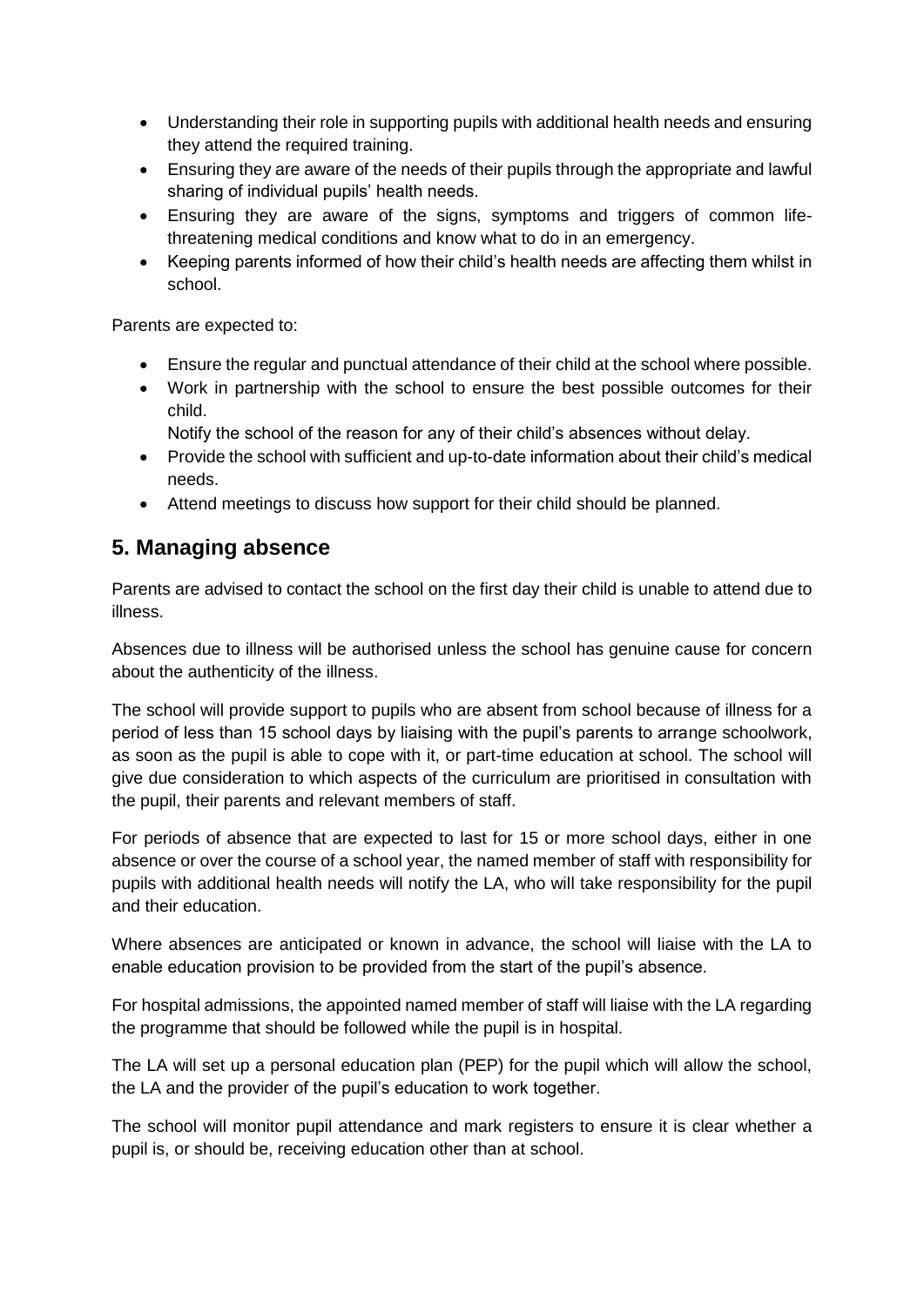- Understanding their role in supporting pupils with additional health needs and ensuring they attend the required training.
- Ensuring they are aware of the needs of their pupils through the appropriate and lawful sharing of individual pupils' health needs.
- Ensuring they are aware of the signs, symptoms and triggers of common life-threatening medical conditions and know what to do in an emergency.
- Keeping parents informed of how their child's health needs are affecting them whilst in school.

Parents are expected to:

- Ensure the regular and punctual attendance of their child at the school where possible.
- Work in partnership with the school to ensure the best possible outcomes for their child.

  Notify the school of the reason for any of their child's absences without delay.
- Provide the school with sufficient and up-to-date information about their child's medical needs.
- Attend meetings to discuss how support for their child should be planned.

## 5. Managing absence

Parents are advised to contact the school on the first day their child is unable to attend due to illness.

Absences due to illness will be authorised unless the school has genuine cause for concern about the authenticity of the illness.

The school will provide support to pupils who are absent from school because of illness for a period of less than 15 school days by liaising with the pupil's parents to arrange schoolwork, as soon as the pupil is able to cope with it, or part-time education at school. The school will give due consideration to which aspects of the curriculum are prioritised in consultation with the pupil, their parents and relevant members of staff.

For periods of absence that are expected to last for 15 or more school days, either in one absence or over the course of a school year, the named member of staff with responsibility for pupils with additional health needs will notify the LA, who will take responsibility for the pupil and their education.

Where absences are anticipated or known in advance, the school will liaise with the LA to enable education provision to be provided from the start of the pupil's absence.

For hospital admissions, the appointed named member of staff will liaise with the LA regarding the programme that should be followed while the pupil is in hospital.

The LA will set up a personal education plan (PEP) for the pupil which will allow the school, the LA and the provider of the pupil's education to work together.

The school will monitor pupil attendance and mark registers to ensure it is clear whether a pupil is, or should be, receiving education other than at school.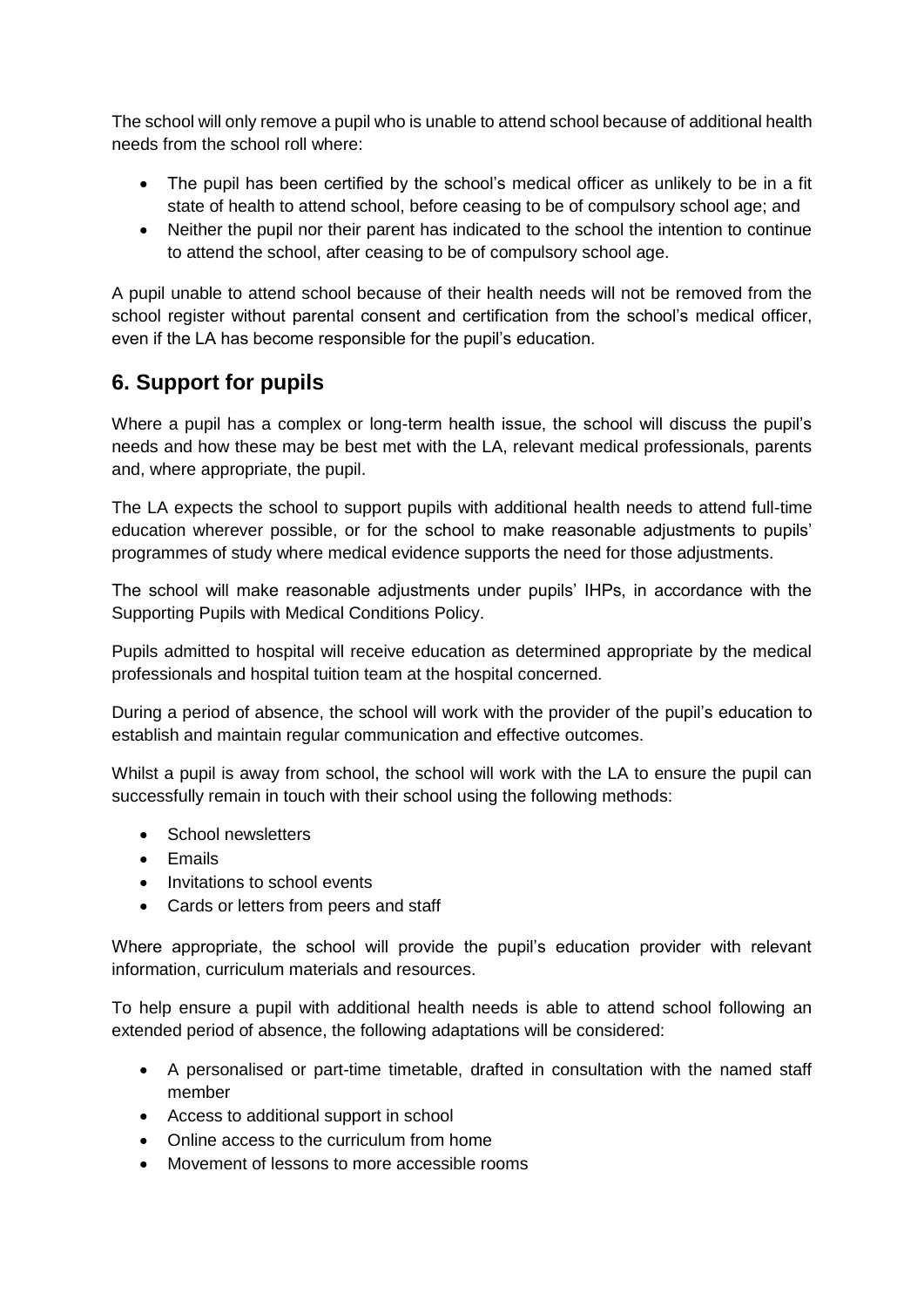The school will only remove a pupil who is unable to attend school because of additional health needs from the school roll where:

- The pupil has been certified by the school's medical officer as unlikely to be in a fit state of health to attend school, before ceasing to be of compulsory school age; and
- Neither the pupil nor their parent has indicated to the school the intention to continue to attend the school, after ceasing to be of compulsory school age.

A pupil unable to attend school because of their health needs will not be removed from the school register without parental consent and certification from the school's medical officer, even if the LA has become responsible for the pupil's education.

## 6. Support for pupils

Where a pupil has a complex or long-term health issue, the school will discuss the pupil's needs and how these may be best met with the LA, relevant medical professionals, parents and, where appropriate, the pupil.

The LA expects the school to support pupils with additional health needs to attend full-time education wherever possible, or for the school to make reasonable adjustments to pupils' programmes of study where medical evidence supports the need for those adjustments.

The school will make reasonable adjustments under pupils' IHPs, in accordance with the Supporting Pupils with Medical Conditions Policy.

Pupils admitted to hospital will receive education as determined appropriate by the medical professionals and hospital tuition team at the hospital concerned.

During a period of absence, the school will work with the provider of the pupil's education to establish and maintain regular communication and effective outcomes.

Whilst a pupil is away from school, the school will work with the LA to ensure the pupil can successfully remain in touch with their school using the following methods:

- School newsletters
- Emails
- Invitations to school events
- Cards or letters from peers and staff

Where appropriate, the school will provide the pupil's education provider with relevant information, curriculum materials and resources.

To help ensure a pupil with additional health needs is able to attend school following an extended period of absence, the following adaptations will be considered:

- A personalised or part-time timetable, drafted in consultation with the named staff member
- Access to additional support in school
- Online access to the curriculum from home
- Movement of lessons to more accessible rooms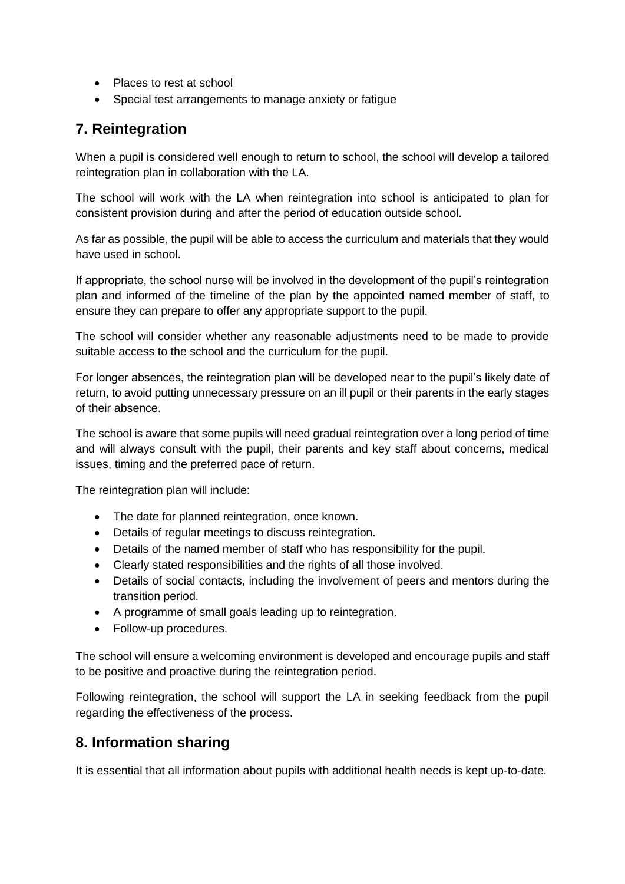- Places to rest at school
- Special test arrangements to manage anxiety or fatigue

## 7. Reintegration

When a pupil is considered well enough to return to school, the school will develop a tailored reintegration plan in collaboration with the LA.

The school will work with the LA when reintegration into school is anticipated to plan for consistent provision during and after the period of education outside school.

As far as possible, the pupil will be able to access the curriculum and materials that they would have used in school.

If appropriate, the school nurse will be involved in the development of the pupil's reintegration plan and informed of the timeline of the plan by the appointed named member of staff, to ensure they can prepare to offer any appropriate support to the pupil.

The school will consider whether any reasonable adjustments need to be made to provide suitable access to the school and the curriculum for the pupil.

For longer absences, the reintegration plan will be developed near to the pupil's likely date of return, to avoid putting unnecessary pressure on an ill pupil or their parents in the early stages of their absence.

The school is aware that some pupils will need gradual reintegration over a long period of time and will always consult with the pupil, their parents and key staff about concerns, medical issues, timing and the preferred pace of return.

The reintegration plan will include:

- The date for planned reintegration, once known.
- Details of regular meetings to discuss reintegration.
- Details of the named member of staff who has responsibility for the pupil.
- Clearly stated responsibilities and the rights of all those involved.
- Details of social contacts, including the involvement of peers and mentors during the transition period.
- A programme of small goals leading up to reintegration.
- Follow-up procedures.

The school will ensure a welcoming environment is developed and encourage pupils and staff to be positive and proactive during the reintegration period.

Following reintegration, the school will support the LA in seeking feedback from the pupil regarding the effectiveness of the process.

## 8. Information sharing

It is essential that all information about pupils with additional health needs is kept up-to-date.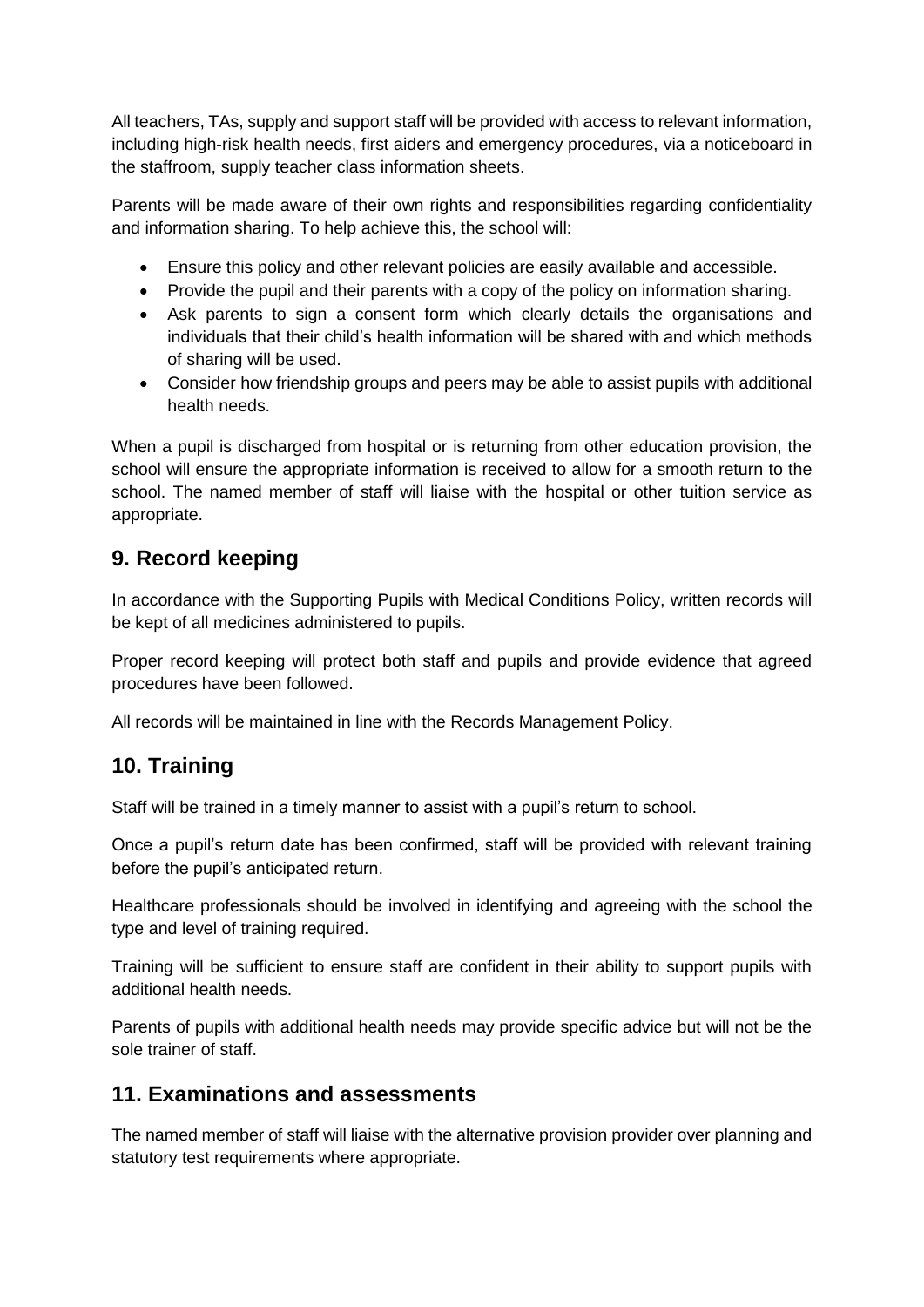All teachers, TAs, supply and support staff will be provided with access to relevant information, including high-risk health needs, first aiders and emergency procedures, via a noticeboard in the staffroom, supply teacher class information sheets.

Parents will be made aware of their own rights and responsibilities regarding confidentiality and information sharing. To help achieve this, the school will:

- Ensure this policy and other relevant policies are easily available and accessible.
- Provide the pupil and their parents with a copy of the policy on information sharing.
- Ask parents to sign a consent form which clearly details the organisations and individuals that their child's health information will be shared with and which methods of sharing will be used.
- Consider how friendship groups and peers may be able to assist pupils with additional health needs.

When a pupil is discharged from hospital or is returning from other education provision, the school will ensure the appropriate information is received to allow for a smooth return to the school. The named member of staff will liaise with the hospital or other tuition service as appropriate.

## 9. Record keeping

In accordance with the Supporting Pupils with Medical Conditions Policy, written records will be kept of all medicines administered to pupils.

Proper record keeping will protect both staff and pupils and provide evidence that agreed procedures have been followed.

All records will be maintained in line with the Records Management Policy.

## 10. Training

Staff will be trained in a timely manner to assist with a pupil's return to school.

Once a pupil's return date has been confirmed, staff will be provided with relevant training before the pupil's anticipated return.

Healthcare professionals should be involved in identifying and agreeing with the school the type and level of training required.

Training will be sufficient to ensure staff are confident in their ability to support pupils with additional health needs.

Parents of pupils with additional health needs may provide specific advice but will not be the sole trainer of staff.

## 11. Examinations and assessments

The named member of staff will liaise with the alternative provision provider over planning and statutory test requirements where appropriate.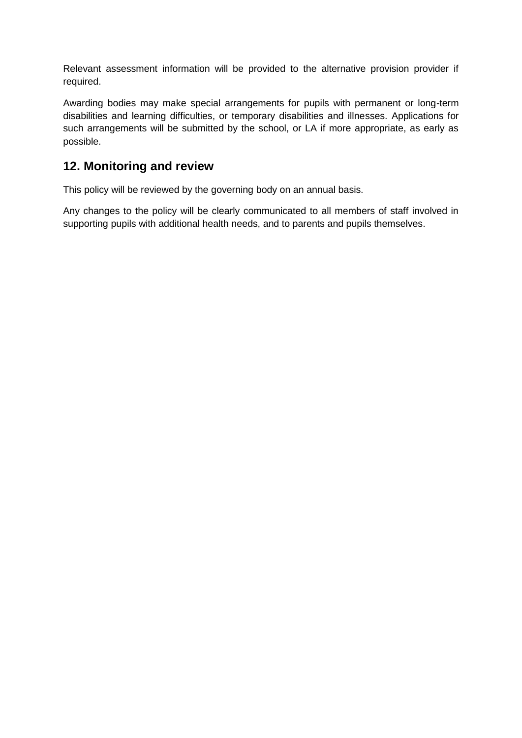Relevant assessment information will be provided to the alternative provision provider if required.

Awarding bodies may make special arrangements for pupils with permanent or long-term disabilities and learning difficulties, or temporary disabilities and illnesses. Applications for such arrangements will be submitted by the school, or LA if more appropriate, as early as possible.

## 12. Monitoring and review

This policy will be reviewed by the governing body on an annual basis.

Any changes to the policy will be clearly communicated to all members of staff involved in supporting pupils with additional health needs, and to parents and pupils themselves.